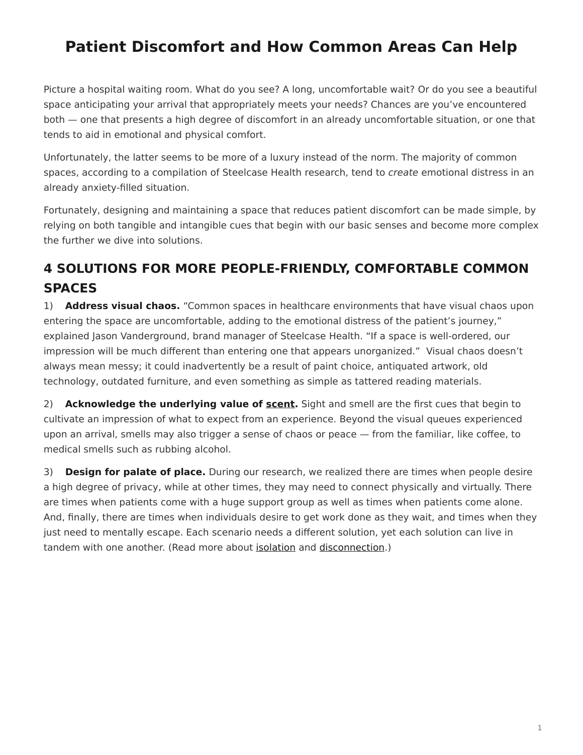# Patient Discomfort and How Common Areas Can Help

Picture a hospital waiting room. What do you see? A long, uncomfortable wait? Or do you see a beautiful space anticipating your arrival that appropriately meets your needs? Chances are you've encountered both — one that presents a high degree of discomfort in an already uncomfortable situation, or one that tends to aid in emotional and physical comfort.

Unfortunately, the latter seems to be more of a luxury instead of the norm. The majority of common spaces, according to a compilation of Steelcase Health research, tend to *create* emotional distress in an already anxiety-filled situation.

Fortunately, designing and maintaining a space that reduces patient discomfort can be made simple, by relying on both tangible and intangible cues that begin with our basic senses and become more complex the further we dive into solutions.

## 4 SOLUTIONS FOR MORE PEOPLE-FRIENDLY, COMFORTABLE COMMON SPACES

1) **Address visual chaos.** "Common spaces in healthcare environments that have visual chaos upon entering the space are uncomfortable, adding to the emotional distress of the patient's journey," explained Jason Vanderground, brand manager of Steelcase Health. "If a space is well-ordered, our impression will be much different than entering one that appears unorganized." Visual chaos doesn't always mean messy; it could inadvertently be a result of paint choice, antiquated artwork, old technology, outdated furniture, and even something as simple as tattered reading materials.

2) **Acknowledge the underlying value of scent.** Sight and smell are the first cues that begin to cultivate an impression of what to expect from an experience. Beyond the visual queues experienced upon an arrival, smells may also trigger a sense of chaos or peace — from the familiar, like coffee, to medical smells such as rubbing alcohol.

3) **Design for palate of place.** During our research, we realized there are times when people desire a high degree of privacy, while at other times, they may need to connect physically and virtually. There are times when patients come with a huge support group as well as times when patients come alone. And, finally, there are times when individuals desire to get work done as they wait, and times when they just need to mentally escape. Each scenario needs a different solution, yet each solution can live in tandem with one another. (Read more about isolation and disconnection.)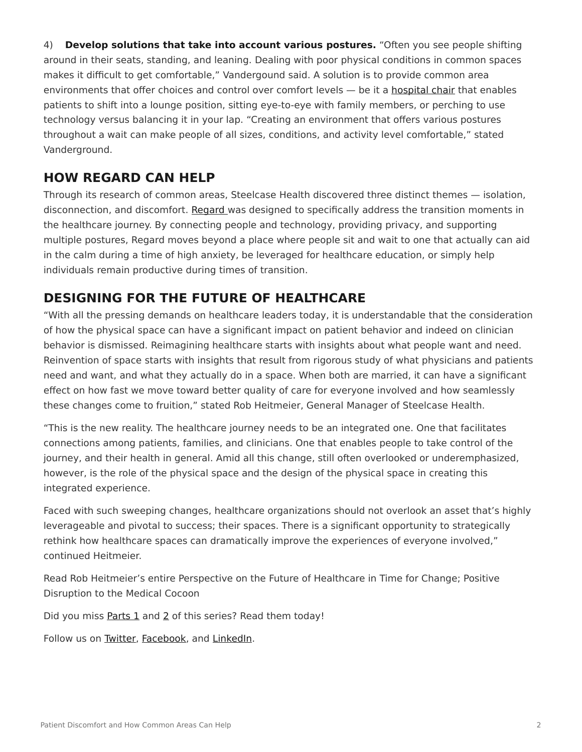4) **Develop solutions that take into account various postures.** "Often you see people shifting around in their seats, standing, and leaning. Dealing with poor physical conditions in common spaces makes it difficult to get comfortable," Vandergound said. A solution is to provide common area environments that offer choices and control over comfort levels — be it a hospital chair that enables patients to shift into a lounge position, sitting eye-to-eye with family members, or perching to use technology versus balancing it in your lap. "Creating an environment that offers various postures throughout a wait can make people of all sizes, conditions, and activity level comfortable," stated Vanderground.

## HOW REGARD CAN HELP

Through its research of common areas, Steelcase Health discovered three distinct themes — isolation, disconnection, and discomfort. Regard was designed to specifically address the transition moments in the healthcare journey. By connecting people and technology, providing privacy, and supporting multiple postures, Regard moves beyond a place where people sit and wait to one that actually can aid in the calm during a time of high anxiety, be leveraged for healthcare education, or simply help individuals remain productive during times of transition.

## DESIGNING FOR THE FUTURE OF HEALTHCARE

"With all the pressing demands on healthcare leaders today, it is understandable that the consideration of how the physical space can have a significant impact on patient behavior and indeed on clinician behavior is dismissed. Reimagining healthcare starts with insights about what people want and need. Reinvention of space starts with insights that result from rigorous study of what physicians and patients need and want, and what they actually do in a space. When both are married, it can have a significant effect on how fast we move toward better quality of care for everyone involved and how seamlessly these changes come to fruition," stated Rob Heitmeier, General Manager of Steelcase Health.

"This is the new reality. The healthcare journey needs to be an integrated one. One that facilitates connections among patients, families, and clinicians. One that enables people to take control of the journey, and their health in general. Amid all this change, still often overlooked or underemphasized, however, is the role of the physical space and the design of the physical space in creating this integrated experience.

Faced with such sweeping changes, healthcare organizations should not overlook an asset that's highly leverageable and pivotal to success; their spaces. There is a significant opportunity to strategically rethink how healthcare spaces can dramatically improve the experiences of everyone involved," continued Heitmeier.

Read Rob Heitmeier's entire Perspective on the Future of Healthcare in Time for Change; Positive Disruption to the Medical Cocoon

Did you miss Parts 1 and 2 of this series? Read them today!

Follow us on Twitter, Facebook, and LinkedIn.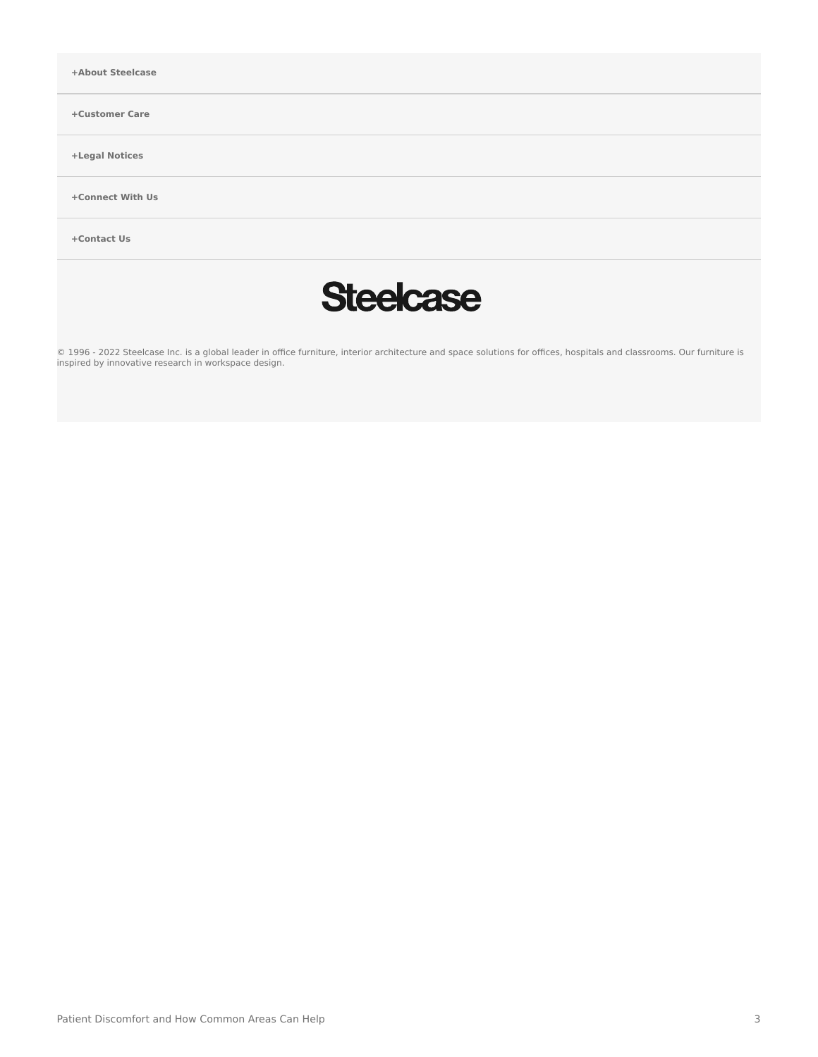+About Steelcase

+Customer Care

+Legal Notices

+Connect With Us

+Contact Us

Steelcase

© 1996 - 2022 Steelcase Inc. is a global leader in office furniture, interior architecture and space solutions for offices, hospitals and classrooms. Our furniture is inspired by innovative research in workspace design.